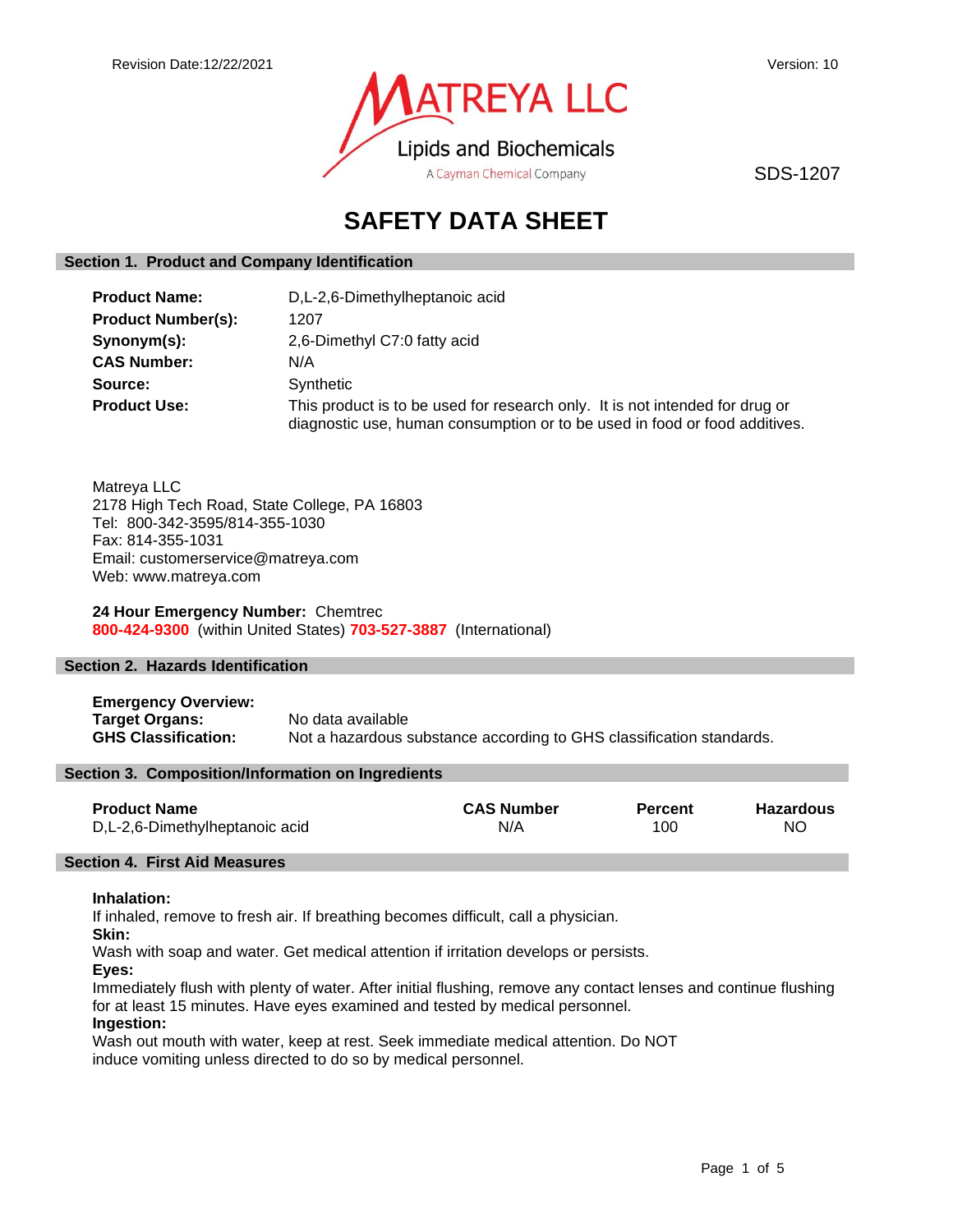Revision Date:12/22/2021

Version: 10

MATREYA LLC

Lipids and Biochemicals

A Cayman Chemical Company

SDS-1207

# SAFETY DATA SHEET

## Section 1. Product and Company Identification

| | |
|---|---|
| **Product Name:** | D,L-2,6-Dimethylheptanoic acid |
| **Product Number(s):** | 1207 |
| **Synonym(s):** | 2,6-Dimethyl C7:0 fatty acid |
| **CAS Number:** | N/A |
| **Source:** | Synthetic |
| **Product Use:** | This product is to be used for research only. It is not intended for drug or diagnostic use, human consumption or to be used in food or food additives. |

Matreya LLC
2178 High Tech Road, State College, PA 16803
Tel: 800-342-3595/814-355-1030
Fax: 814-355-1031
Email: customerservice@matreya.com
Web: www.matreya.com

**24 Hour Emergency Number:** Chemtrec
**800-424-9300** (within United States) **703-527-3887** (International)

## Section 2. Hazards Identification

| | |
|---|---|
| **Emergency Overview:** | |
| **Target Organs:** | No data available |
| **GHS Classification:** | Not a hazardous substance according to GHS classification standards. |

## Section 3. Composition/Information on Ingredients

| Product Name | CAS Number | Percent | Hazardous |
|---|---|---|---|
| D,L-2,6-Dimethylheptanoic acid | N/A | 100 | NO |

## Section 4. First Aid Measures

**Inhalation:**
If inhaled, remove to fresh air. If breathing becomes difficult, call a physician.

**Skin:**
Wash with soap and water. Get medical attention if irritation develops or persists.

**Eyes:**
Immediately flush with plenty of water. After initial flushing, remove any contact lenses and continue flushing for at least 15 minutes. Have eyes examined and tested by medical personnel.

**Ingestion:**
Wash out mouth with water, keep at rest. Seek immediate medical attention. Do NOT induce vomiting unless directed to do so by medical personnel.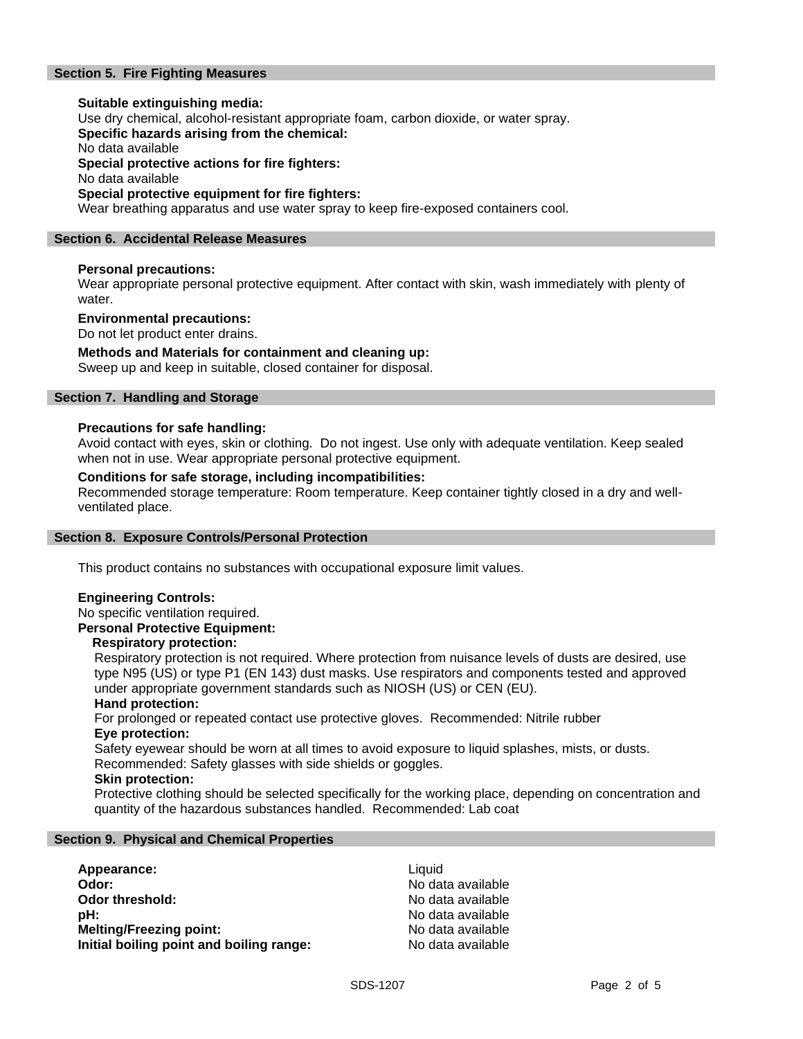## Section 5. Fire Fighting Measures

**Suitable extinguishing media:**
Use dry chemical, alcohol-resistant appropriate foam, carbon dioxide, or water spray.
**Specific hazards arising from the chemical:**
No data available
**Special protective actions for fire fighters:**
No data available
**Special protective equipment for fire fighters:**
Wear breathing apparatus and use water spray to keep fire-exposed containers cool.

## Section 6. Accidental Release Measures

**Personal precautions:**
Wear appropriate personal protective equipment. After contact with skin, wash immediately with plenty of water.

**Environmental precautions:**
Do not let product enter drains.

**Methods and Materials for containment and cleaning up:**
Sweep up and keep in suitable, closed container for disposal.

## Section 7. Handling and Storage

**Precautions for safe handling:**
Avoid contact with eyes, skin or clothing. Do not ingest. Use only with adequate ventilation. Keep sealed when not in use. Wear appropriate personal protective equipment.

**Conditions for safe storage, including incompatibilities:**
Recommended storage temperature: Room temperature. Keep container tightly closed in a dry and well-ventilated place.

## Section 8. Exposure Controls/Personal Protection

This product contains no substances with occupational exposure limit values.

**Engineering Controls:**
No specific ventilation required.
**Personal Protective Equipment:**
**Respiratory protection:**
Respiratory protection is not required. Where protection from nuisance levels of dusts are desired, use type N95 (US) or type P1 (EN 143) dust masks. Use respirators and components tested and approved under appropriate government standards such as NIOSH (US) or CEN (EU).
**Hand protection:**
For prolonged or repeated contact use protective gloves. Recommended: Nitrile rubber
**Eye protection:**
Safety eyewear should be worn at all times to avoid exposure to liquid splashes, mists, or dusts. Recommended: Safety glasses with side shields or goggles.
**Skin protection:**
Protective clothing should be selected specifically for the working place, depending on concentration and quantity of the hazardous substances handled. Recommended: Lab coat

## Section 9. Physical and Chemical Properties

| | |
|---|---|
| **Appearance:** | Liquid |
| **Odor:** | No data available |
| **Odor threshold:** | No data available |
| **pH:** | No data available |
| **Melting/Freezing point:** | No data available |
| **Initial boiling point and boiling range:** | No data available |

SDS-1207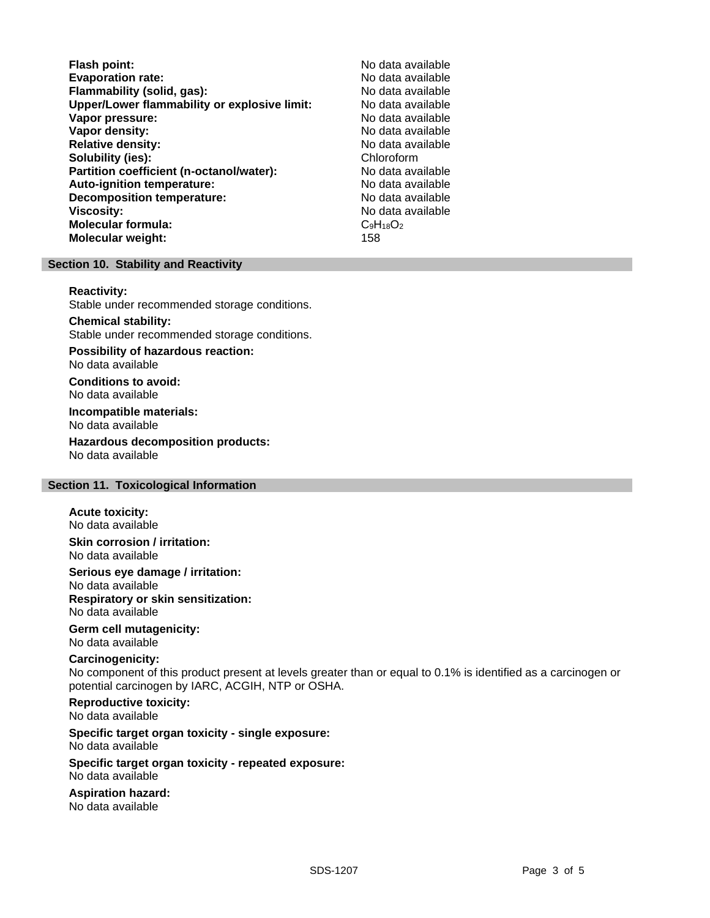| | |
|---|---|
| **Flash point:** | No data available |
| **Evaporation rate:** | No data available |
| **Flammability (solid, gas):** | No data available |
| **Upper/Lower flammability or explosive limit:** | No data available |
| **Vapor pressure:** | No data available |
| **Vapor density:** | No data available |
| **Relative density:** | No data available |
| **Solubility (ies):** | Chloroform |
| **Partition coefficient (n-octanol/water):** | No data available |
| **Auto-ignition temperature:** | No data available |
| **Decomposition temperature:** | No data available |
| **Viscosity:** | No data available |
| **Molecular formula:** | $C_9H_{18}O_2$ |
| **Molecular weight:** | 158 |

## Section 10. Stability and Reactivity

**Reactivity:**
Stable under recommended storage conditions.

**Chemical stability:**
Stable under recommended storage conditions.

**Possibility of hazardous reaction:**
No data available

**Conditions to avoid:**
No data available

**Incompatible materials:**
No data available

**Hazardous decomposition products:**
No data available

## Section 11. Toxicological Information

**Acute toxicity:**
No data available

**Skin corrosion / irritation:**
No data available

**Serious eye damage / irritation:**
No data available

**Respiratory or skin sensitization:**
No data available

**Germ cell mutagenicity:**
No data available

**Carcinogenicity:**
No component of this product present at levels greater than or equal to 0.1% is identified as a carcinogen or potential carcinogen by IARC, ACGIH, NTP or OSHA.

**Reproductive toxicity:**
No data available

**Specific target organ toxicity - single exposure:**
No data available

**Specific target organ toxicity - repeated exposure:**
No data available

**Aspiration hazard:**
No data available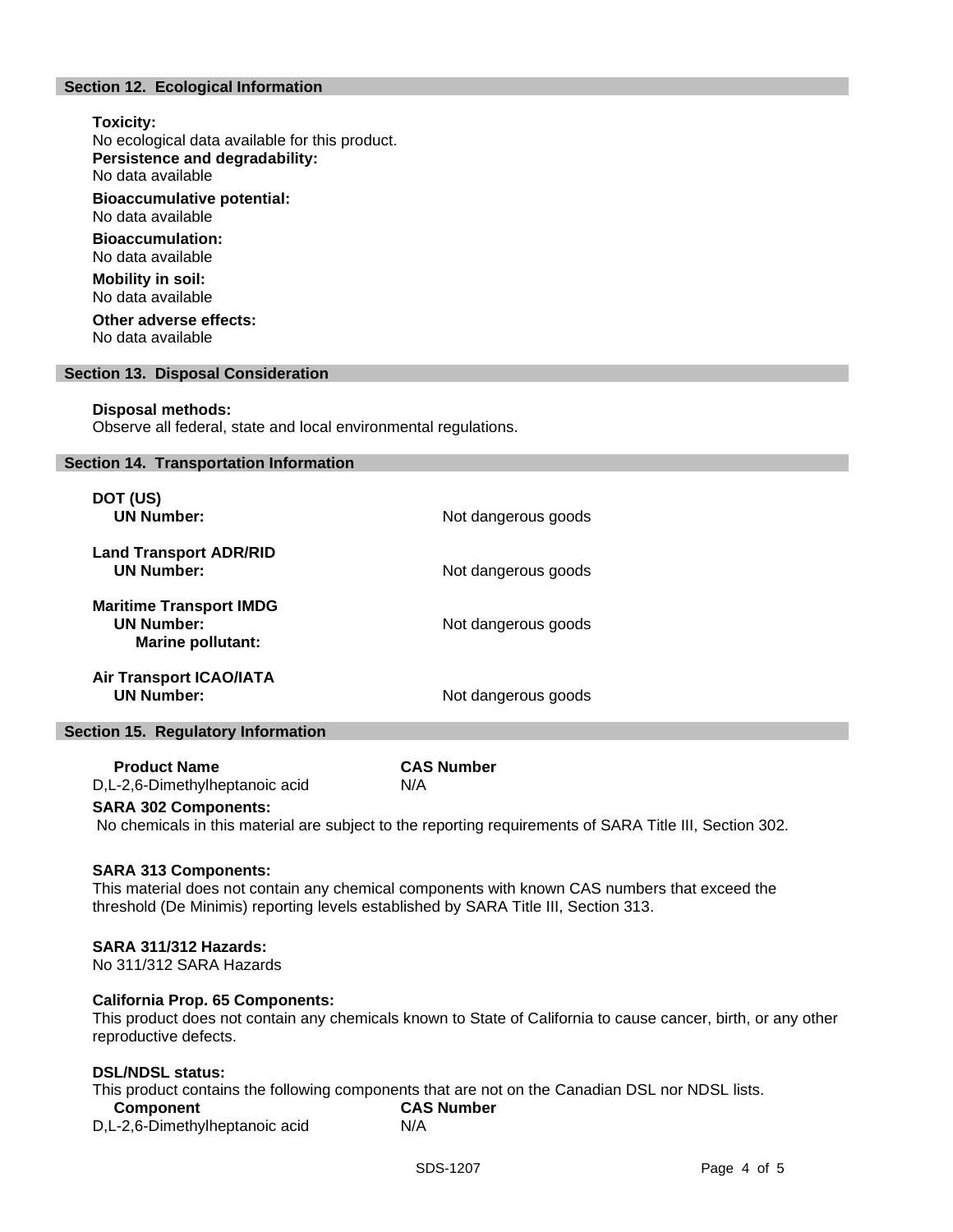## Section 12. Ecological Information

**Toxicity:**
No ecological data available for this product.

**Persistence and degradability:**
No data available

**Bioaccumulative potential:**
No data available

**Bioaccumulation:**
No data available

**Mobility in soil:**
No data available

**Other adverse effects:**
No data available

## Section 13. Disposal Consideration

**Disposal methods:**
Observe all federal, state and local environmental regulations.

## Section 14. Transportation Information

**DOT (US)**
**UN Number:** Not dangerous goods

**Land Transport ADR/RID**
**UN Number:** Not dangerous goods

**Maritime Transport IMDG**
**UN Number:** Not dangerous goods
**Marine pollutant:**

**Air Transport ICAO/IATA**
**UN Number:** Not dangerous goods

## Section 15. Regulatory Information

| Product Name | CAS Number |
|---|---|
| D,L-2,6-Dimethylheptanoic acid | N/A |

**SARA 302 Components:**
No chemicals in this material are subject to the reporting requirements of SARA Title III, Section 302.

**SARA 313 Components:**
This material does not contain any chemical components with known CAS numbers that exceed the threshold (De Minimis) reporting levels established by SARA Title III, Section 313.

**SARA 311/312 Hazards:**
No 311/312 SARA Hazards

**California Prop. 65 Components:**
This product does not contain any chemicals known to State of California to cause cancer, birth, or any other reproductive defects.

**DSL/NDSL status:**
This product contains the following components that are not on the Canadian DSL nor NDSL lists.

| Component | CAS Number |
|---|---|
| D,L-2,6-Dimethylheptanoic acid | N/A |

SDS-1207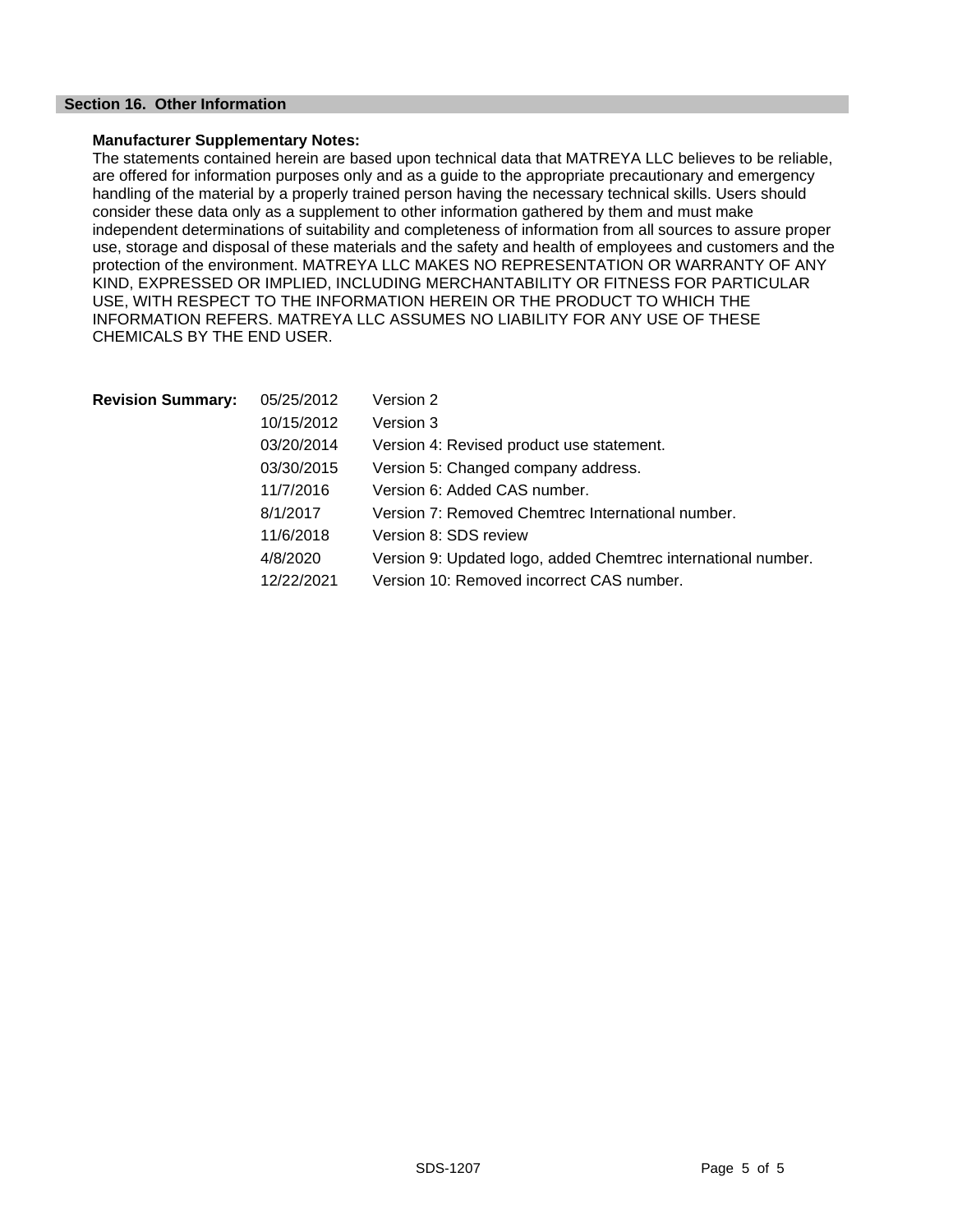## Section 16. Other Information

**Manufacturer Supplementary Notes:**
The statements contained herein are based upon technical data that MATREYA LLC believes to be reliable, are offered for information purposes only and as a guide to the appropriate precautionary and emergency handling of the material by a properly trained person having the necessary technical skills. Users should consider these data only as a supplement to other information gathered by them and must make independent determinations of suitability and completeness of information from all sources to assure proper use, storage and disposal of these materials and the safety and health of employees and customers and the protection of the environment. MATREYA LLC MAKES NO REPRESENTATION OR WARRANTY OF ANY KIND, EXPRESSED OR IMPLIED, INCLUDING MERCHANTABILITY OR FITNESS FOR PARTICULAR USE, WITH RESPECT TO THE INFORMATION HEREIN OR THE PRODUCT TO WHICH THE INFORMATION REFERS. MATREYA LLC ASSUMES NO LIABILITY FOR ANY USE OF THESE CHEMICALS BY THE END USER.

| | | |
|---|---|---|
| **Revision Summary:** | 05/25/2012 | Version 2 |
| | 10/15/2012 | Version 3 |
| | 03/20/2014 | Version 4: Revised product use statement. |
| | 03/30/2015 | Version 5: Changed company address. |
| | 11/7/2016 | Version 6: Added CAS number. |
| | 8/1/2017 | Version 7: Removed Chemtrec International number. |
| | 11/6/2018 | Version 8: SDS review |
| | 4/8/2020 | Version 9: Updated logo, added Chemtrec international number. |
| | 12/22/2021 | Version 10: Removed incorrect CAS number. |

SDS-1207